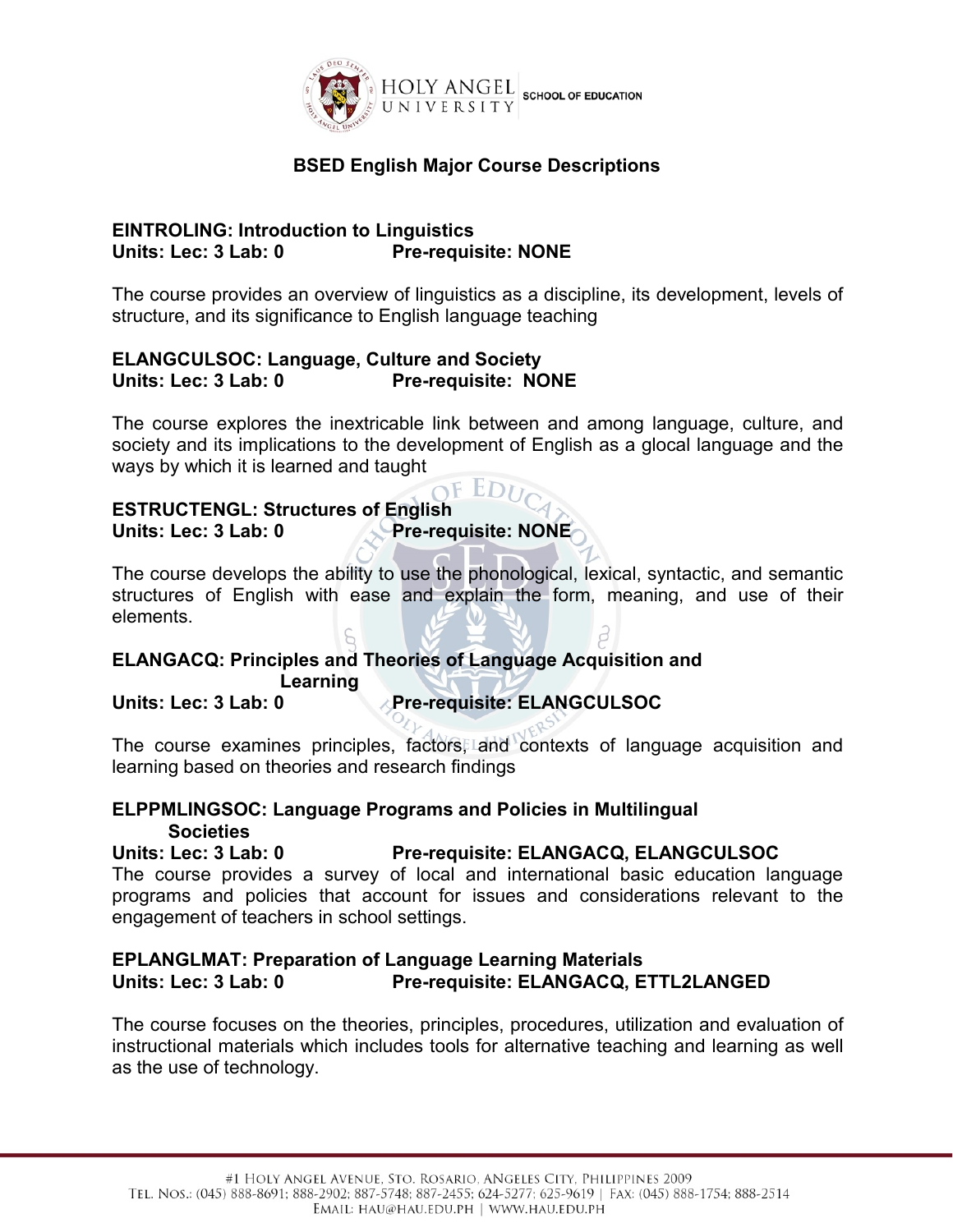HOLY ANGEL UNIVERSITY SCHOOL OF EDUCATION

# BSED English Major Course Descriptions

**EINTROLING: Introduction to Linguistics**
**Units: Lec: 3 Lab: 0 Pre-requisite: NONE**

The course provides an overview of linguistics as a discipline, its development, levels of structure, and its significance to English language teaching

**ELANGCULSOC: Language, Culture and Society**
**Units: Lec: 3 Lab: 0 Pre-requisite: NONE**

The course explores the inextricable link between and among language, culture, and society and its implications to the development of English as a glocal language and the ways by which it is learned and taught

**ESTRUCTENGL: Structures of English**
**Units: Lec: 3 Lab: 0 Pre-requisite: NONE**

The course develops the ability to use the phonological, lexical, syntactic, and semantic structures of English with ease and explain the form, meaning, and use of their elements.

**ELANGACQ: Principles and Theories of Language Acquisition and Learning**
**Units: Lec: 3 Lab: 0 Pre-requisite: ELANGCULSOC**

The course examines principles, factors, and contexts of language acquisition and learning based on theories and research findings

**ELPPMLINGSOC: Language Programs and Policies in Multilingual Societies**
**Units: Lec: 3 Lab: 0 Pre-requisite: ELANGACQ, ELANGCULSOC**

The course provides a survey of local and international basic education language programs and policies that account for issues and considerations relevant to the engagement of teachers in school settings.

**EPLANGLMAT: Preparation of Language Learning Materials**
**Units: Lec: 3 Lab: 0 Pre-requisite: ELANGACQ, ETTL2LANGED**

The course focuses on the theories, principles, procedures, utilization and evaluation of instructional materials which includes tools for alternative teaching and learning as well as the use of technology.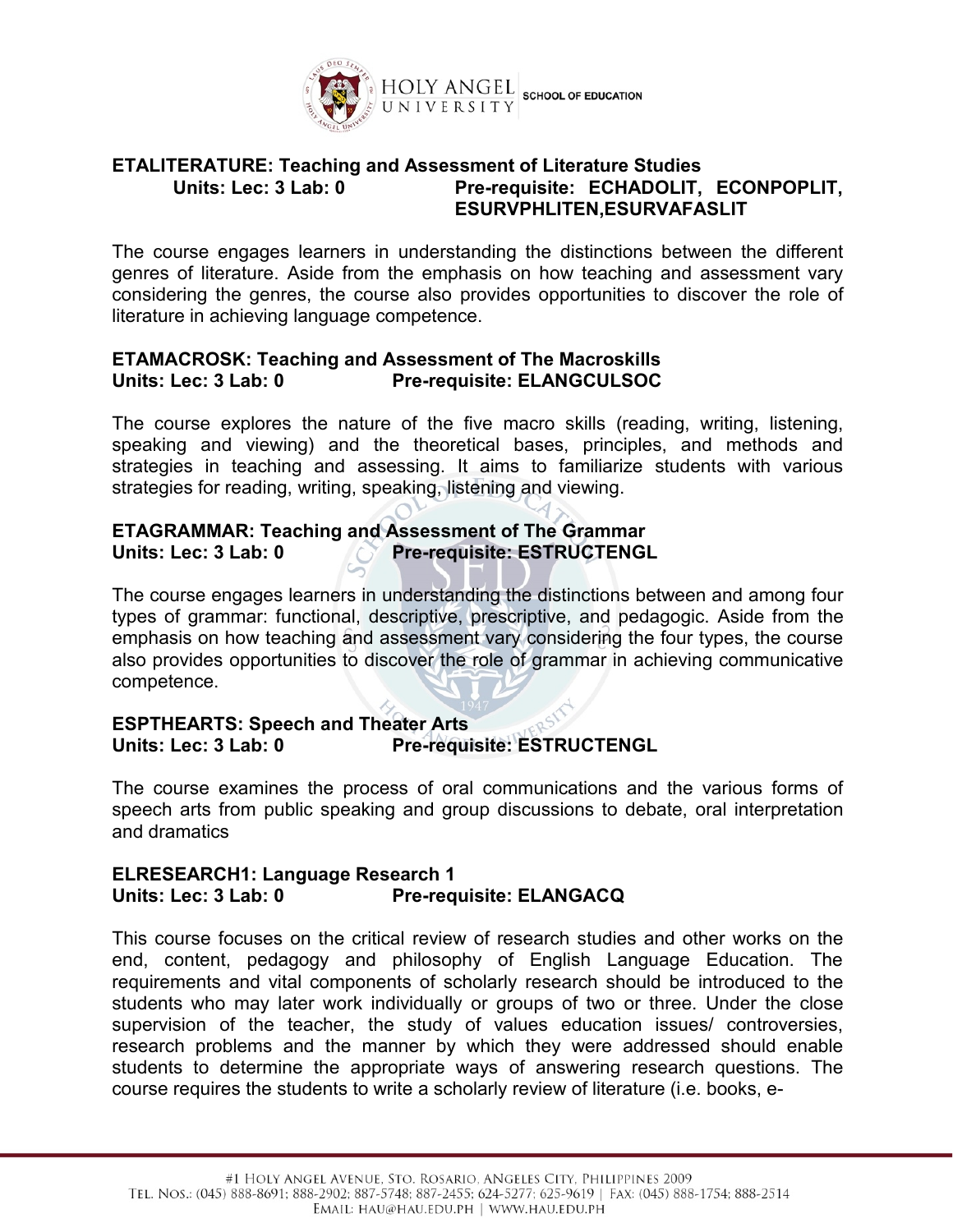**ETALITERATURE: Teaching and Assessment of Literature Studies**
**Units: Lec: 3 Lab: 0** **Pre-requisite: ECHADOLIT, ECONPOPLIT, ESURVPHLITEN,ESURVAFASLIT**

The course engages learners in understanding the distinctions between the different genres of literature. Aside from the emphasis on how teaching and assessment vary considering the genres, the course also provides opportunities to discover the role of literature in achieving language competence.

**ETAMACROSK: Teaching and Assessment of The Macroskills**
**Units: Lec: 3 Lab: 0** **Pre-requisite: ELANGCULSOC**

The course explores the nature of the five macro skills (reading, writing, listening, speaking and viewing) and the theoretical bases, principles, and methods and strategies in teaching and assessing. It aims to familiarize students with various strategies for reading, writing, speaking, listening and viewing.

**ETAGRAMMAR: Teaching and Assessment of The Grammar**
**Units: Lec: 3 Lab: 0** **Pre-requisite: ESTRUCTENGL**

The course engages learners in understanding the distinctions between and among four types of grammar: functional, descriptive, prescriptive, and pedagogic. Aside from the emphasis on how teaching and assessment vary considering the four types, the course also provides opportunities to discover the role of grammar in achieving communicative competence.

**ESPTHEARTS: Speech and Theater Arts**
**Units: Lec: 3 Lab: 0** **Pre-requisite: ESTRUCTENGL**

The course examines the process of oral communications and the various forms of speech arts from public speaking and group discussions to debate, oral interpretation and dramatics

**ELRESEARCH1: Language Research 1**
**Units: Lec: 3 Lab: 0** **Pre-requisite: ELANGACQ**

This course focuses on the critical review of research studies and other works on the end, content, pedagogy and philosophy of English Language Education. The requirements and vital components of scholarly research should be introduced to the students who may later work individually or groups of two or three. Under the close supervision of the teacher, the study of values education issues/ controversies, research problems and the manner by which they were addressed should enable students to determine the appropriate ways of answering research questions. The course requires the students to write a scholarly review of literature (i.e. books, e-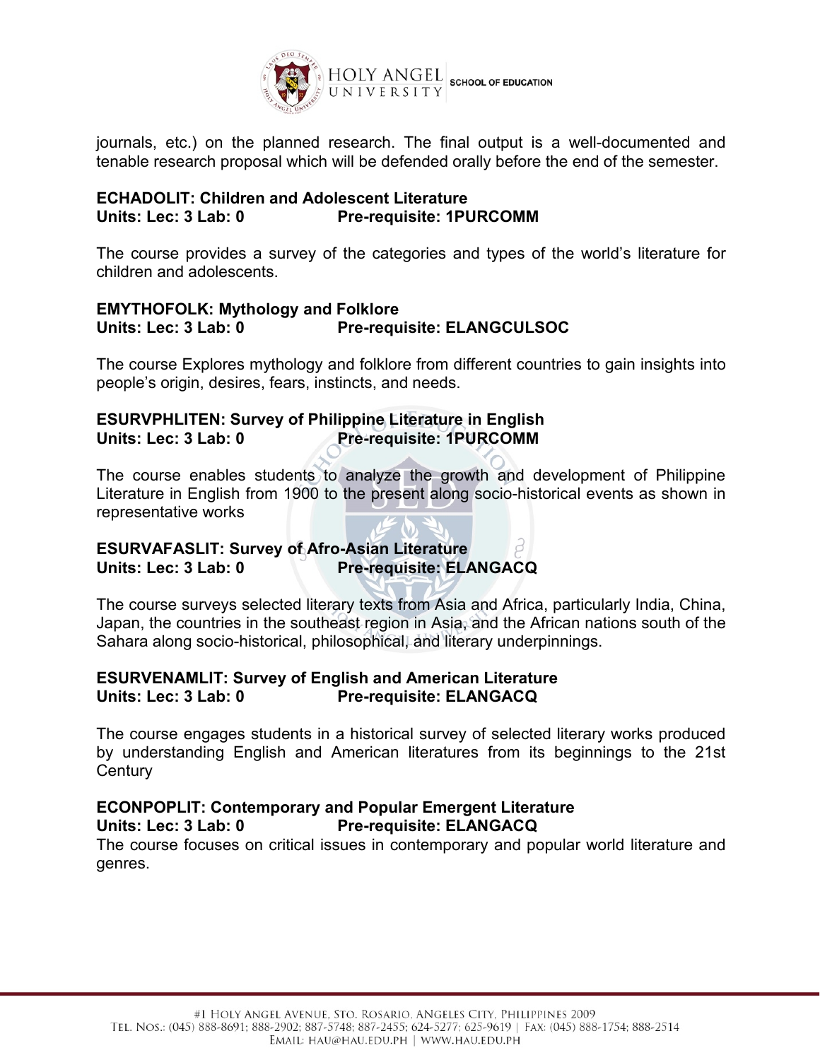journals, etc.) on the planned research. The final output is a well-documented and tenable research proposal which will be defended orally before the end of the semester.

**ECHADOLIT: Children and Adolescent Literature**
**Units: Lec: 3 Lab: 0 Pre-requisite: 1PURCOMM**

The course provides a survey of the categories and types of the world's literature for children and adolescents.

**EMYTHOFOLK: Mythology and Folklore**
**Units: Lec: 3 Lab: 0 Pre-requisite: ELANGCULSOC**

The course Explores mythology and folklore from different countries to gain insights into people's origin, desires, fears, instincts, and needs.

**ESURVPHLITEN: Survey of Philippine Literature in English**
**Units: Lec: 3 Lab: 0 Pre-requisite: 1PURCOMM**

The course enables students to analyze the growth and development of Philippine Literature in English from 1900 to the present along socio-historical events as shown in representative works

**ESURVAFASLIT: Survey of Afro-Asian Literature**
**Units: Lec: 3 Lab: 0 Pre-requisite: ELANGACQ**

The course surveys selected literary texts from Asia and Africa, particularly India, China, Japan, the countries in the southeast region in Asia, and the African nations south of the Sahara along socio-historical, philosophical, and literary underpinnings.

**ESURVENAMLIT: Survey of English and American Literature**
**Units: Lec: 3 Lab: 0 Pre-requisite: ELANGACQ**

The course engages students in a historical survey of selected literary works produced by understanding English and American literatures from its beginnings to the 21st Century

**ECONPOPLIT: Contemporary and Popular Emergent Literature**
**Units: Lec: 3 Lab: 0 Pre-requisite: ELANGACQ**
The course focuses on critical issues in contemporary and popular world literature and genres.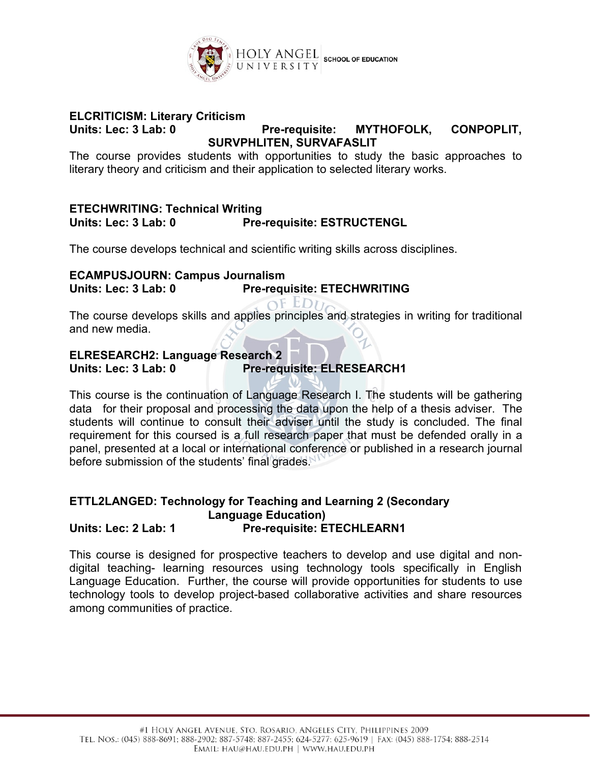**ELCRITICISM: Literary Criticism**
**Units: Lec: 3 Lab: 0 Pre-requisite: MYTHOFOLK, CONPOPLIT, SURVPHLITEN, SURVAFASLIT**

The course provides students with opportunities to study the basic approaches to literary theory and criticism and their application to selected literary works.

**ETECHWRITING: Technical Writing**
**Units: Lec: 3 Lab: 0 Pre-requisite: ESTRUCTENGL**

The course develops technical and scientific writing skills across disciplines.

**ECAMPUSJOURN: Campus Journalism**
**Units: Lec: 3 Lab: 0 Pre-requisite: ETECHWRITING**

The course develops skills and applies principles and strategies in writing for traditional and new media.

**ELRESEARCH2: Language Research 2**
**Units: Lec: 3 Lab: 0 Pre-requisite: ELRESEARCH1**

This course is the continuation of Language Research I. The students will be gathering data for their proposal and processing the data upon the help of a thesis adviser. The students will continue to consult their adviser until the study is concluded. The final requirement for this coursed is a full research paper that must be defended orally in a panel, presented at a local or international conference or published in a research journal before submission of the students' final grades.

**ETTL2LANGED: Technology for Teaching and Learning 2 (Secondary Language Education)**
**Units: Lec: 2 Lab: 1 Pre-requisite: ETECHLEARN1**

This course is designed for prospective teachers to develop and use digital and non-digital teaching- learning resources using technology tools specifically in English Language Education. Further, the course will provide opportunities for students to use technology tools to develop project-based collaborative activities and share resources among communities of practice.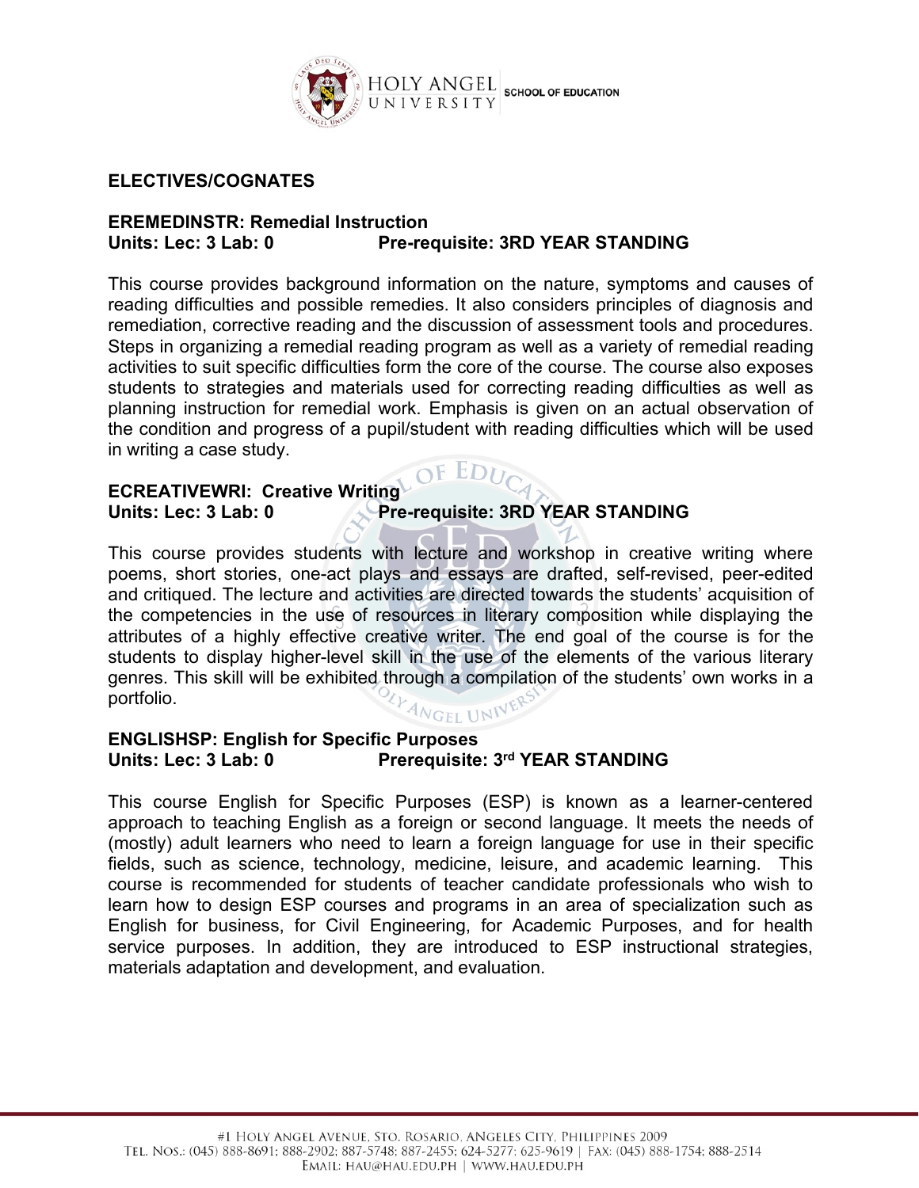## ELECTIVES/COGNATES

### EREMEDINSTR: Remedial Instruction

**Units: Lec: 3 Lab: 0 Pre-requisite: 3RD YEAR STANDING**

This course provides background information on the nature, symptoms and causes of reading difficulties and possible remedies. It also considers principles of diagnosis and remediation, corrective reading and the discussion of assessment tools and procedures. Steps in organizing a remedial reading program as well as a variety of remedial reading activities to suit specific difficulties form the core of the course. The course also exposes students to strategies and materials used for correcting reading difficulties as well as planning instruction for remedial work. Emphasis is given on an actual observation of the condition and progress of a pupil/student with reading difficulties which will be used in writing a case study.

### ECREATIVEWRI: Creative Writing

**Units: Lec: 3 Lab: 0 Pre-requisite: 3RD YEAR STANDING**

This course provides students with lecture and workshop in creative writing where poems, short stories, one-act plays and essays are drafted, self-revised, peer-edited and critiqued. The lecture and activities are directed towards the students' acquisition of the competencies in the use of resources in literary composition while displaying the attributes of a highly effective creative writer. The end goal of the course is for the students to display higher-level skill in the use of the elements of the various literary genres. This skill will be exhibited through a compilation of the students' own works in a portfolio.

### ENGLISHSP: English for Specific Purposes

**Units: Lec: 3 Lab: 0 Prerequisite: 3rd YEAR STANDING**

This course English for Specific Purposes (ESP) is known as a learner-centered approach to teaching English as a foreign or second language. It meets the needs of (mostly) adult learners who need to learn a foreign language for use in their specific fields, such as science, technology, medicine, leisure, and academic learning. This course is recommended for students of teacher candidate professionals who wish to learn how to design ESP courses and programs in an area of specialization such as English for business, for Civil Engineering, for Academic Purposes, and for health service purposes. In addition, they are introduced to ESP instructional strategies, materials adaptation and development, and evaluation.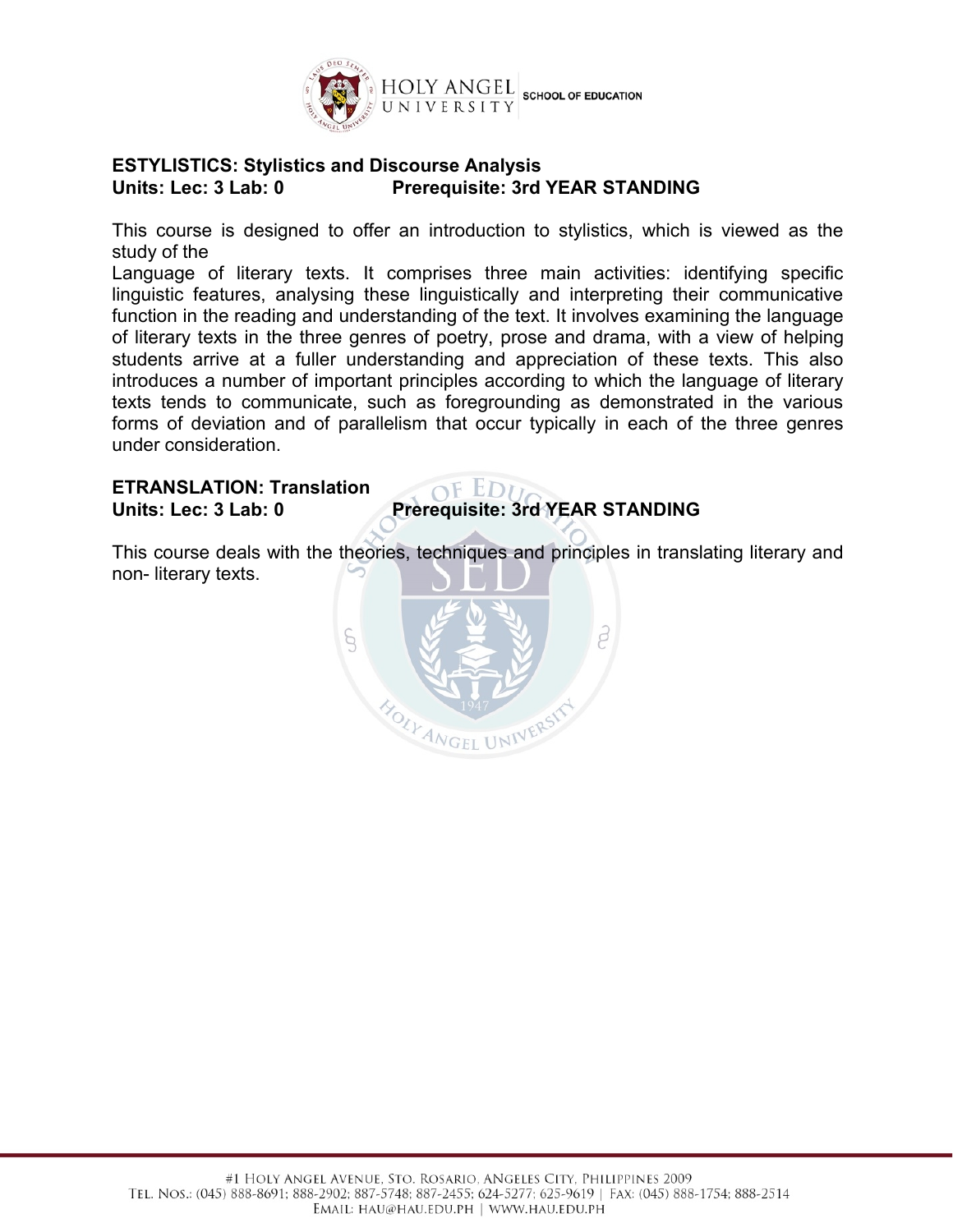**ESTYLISTICS: Stylistics and Discourse Analysis**
**Units: Lec: 3 Lab: 0 Prerequisite: 3rd YEAR STANDING**

This course is designed to offer an introduction to stylistics, which is viewed as the study of the Language of literary texts. It comprises three main activities: identifying specific linguistic features, analysing these linguistically and interpreting their communicative function in the reading and understanding of the text. It involves examining the language of literary texts in the three genres of poetry, prose and drama, with a view of helping students arrive at a fuller understanding and appreciation of these texts. This also introduces a number of important principles according to which the language of literary texts tends to communicate, such as foregrounding as demonstrated in the various forms of deviation and of parallelism that occur typically in each of the three genres under consideration.

**ETRANSLATION: Translation**
**Units: Lec: 3 Lab: 0 Prerequisite: 3rd YEAR STANDING**

This course deals with the theories, techniques and principles in translating literary and non- literary texts.